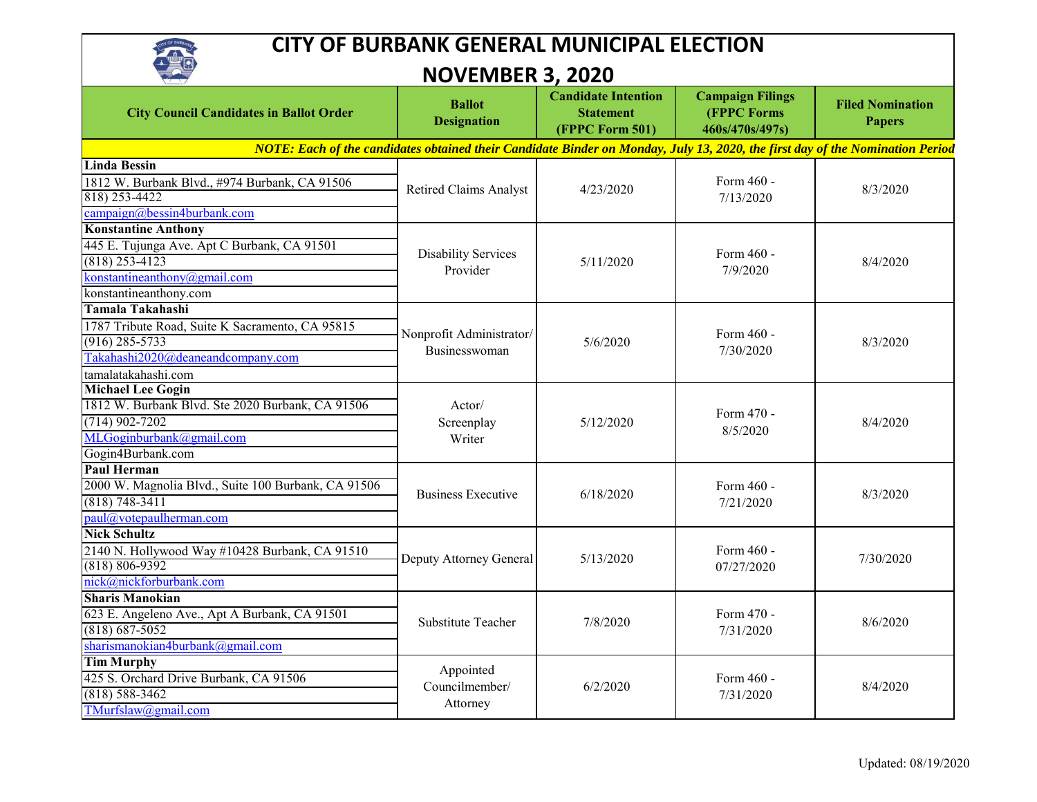# CITY OF BURBANK GENERAL MUNICIPAL ELECTION

## NOVEMBER 3, 2020

| City Council Candidates in Ballot Order | Ballot Designation | Candidate Intention Statement (FPPC Form 501) | Campaign Filings (FPPC Forms 460s/470s/497s) | Filed Nomination Papers |
|---|---|---|---|---|
| ***NOTE: Each of the candidates obtained their Candidate Binder on Monday, July 13, 2020, the first day of the Nomination Period*** | | | | |
| **Linda Bessin**<br>1812 W. Burbank Blvd., #974 Burbank, CA 91506<br>818) 253-4422<br>campaign@bessin4burbank.com | Retired Claims Analyst | 4/23/2020 | Form 460 - 7/13/2020 | 8/3/2020 |
| **Konstantine Anthony**<br>445 E. Tujunga Ave. Apt C Burbank, CA 91501<br>(818) 253-4123<br>konstantineanthony@gmail.com<br>konstantineanthony.com | Disability Services Provider | 5/11/2020 | Form 460 - 7/9/2020 | 8/4/2020 |
| **Tamala Takahashi**<br>1787 Tribute Road, Suite K Sacramento, CA 95815<br>(916) 285-5733<br>Takahashi2020@deaneandcompany.com<br>tamalatakahashi.com | Nonprofit Administrator/ Businesswoman | 5/6/2020 | Form 460 - 7/30/2020 | 8/3/2020 |
| **Michael Lee Gogin**<br>1812 W. Burbank Blvd. Ste 2020 Burbank, CA 91506<br>(714) 902-7202<br>MLGoginburbank@gmail.com<br>Gogin4Burbank.com | Actor/ Screenplay Writer | 5/12/2020 | Form 470 - 8/5/2020 | 8/4/2020 |
| **Paul Herman**<br>2000 W. Magnolia Blvd., Suite 100 Burbank, CA 91506<br>(818) 748-3411<br>paul@votepaulherman.com | Business Executive | 6/18/2020 | Form 460 - 7/21/2020 | 8/3/2020 |
| **Nick Schultz**<br>2140 N. Hollywood Way #10428 Burbank, CA 91510<br>(818) 806-9392<br>nick@nickforburbank.com | Deputy Attorney General | 5/13/2020 | Form 460 - 07/27/2020 | 7/30/2020 |
| **Sharis Manokian**<br>623 E. Angeleno Ave., Apt A Burbank, CA 91501<br>(818) 687-5052<br>sharismanokian4burbank@gmail.com | Substitute Teacher | 7/8/2020 | Form 470 - 7/31/2020 | 8/6/2020 |
| **Tim Murphy**<br>425 S. Orchard Drive Burbank, CA 91506<br>(818) 588-3462<br>TMurfslaw@gmail.com | Appointed Councilmember/ Attorney | 6/2/2020 | Form 460 - 7/31/2020 | 8/4/2020 |

Updated: 08/19/2020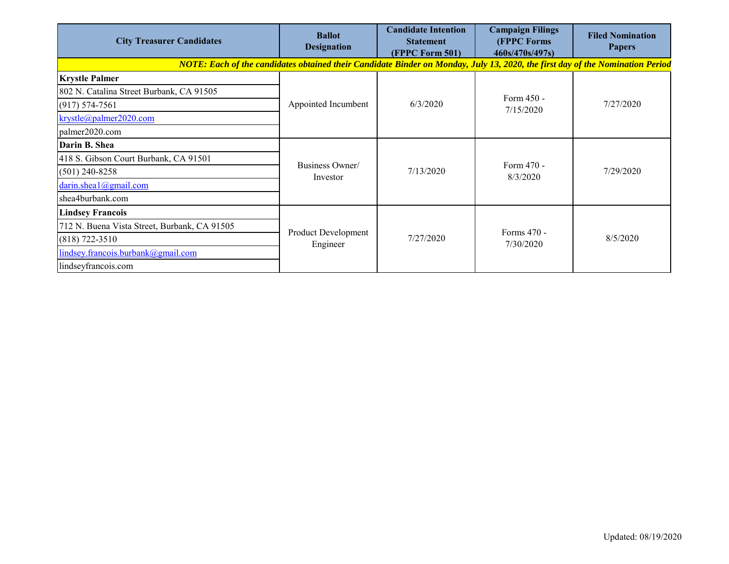| City Treasurer Candidates | Ballot Designation | Candidate Intention Statement (FPPC Form 501) | Campaign Filings (FPPC Forms 460s/470s/497s) | Filed Nomination Papers |
|---|---|---|---|---|
| ***NOTE: Each of the candidates obtained their Candidate Binder on Monday, July 13, 2020, the first day of the Nomination Period*** | | | | |
| **Krystle Palmer**<br>802 N. Catalina Street Burbank, CA 91505<br>(917) 574-7561<br>krystle@palmer2020.com<br>palmer2020.com | Appointed Incumbent | 6/3/2020 | Form 450 - 7/15/2020 | 7/27/2020 |
| **Darin B. Shea**<br>418 S. Gibson Court Burbank, CA 91501<br>(501) 240-8258<br>darin.shea1@gmail.com<br>shea4burbank.com | Business Owner/ Investor | 7/13/2020 | Form 470 - 8/3/2020 | 7/29/2020 |
| **Lindsey Francois**<br>712 N. Buena Vista Street, Burbank, CA 91505<br>(818) 722-3510<br>lindsey.francois.burbank@gmail.com<br>lindseyfrancois.com | Product Development Engineer | 7/27/2020 | Forms 470 - 7/30/2020 | 8/5/2020 |

Updated: 08/19/2020